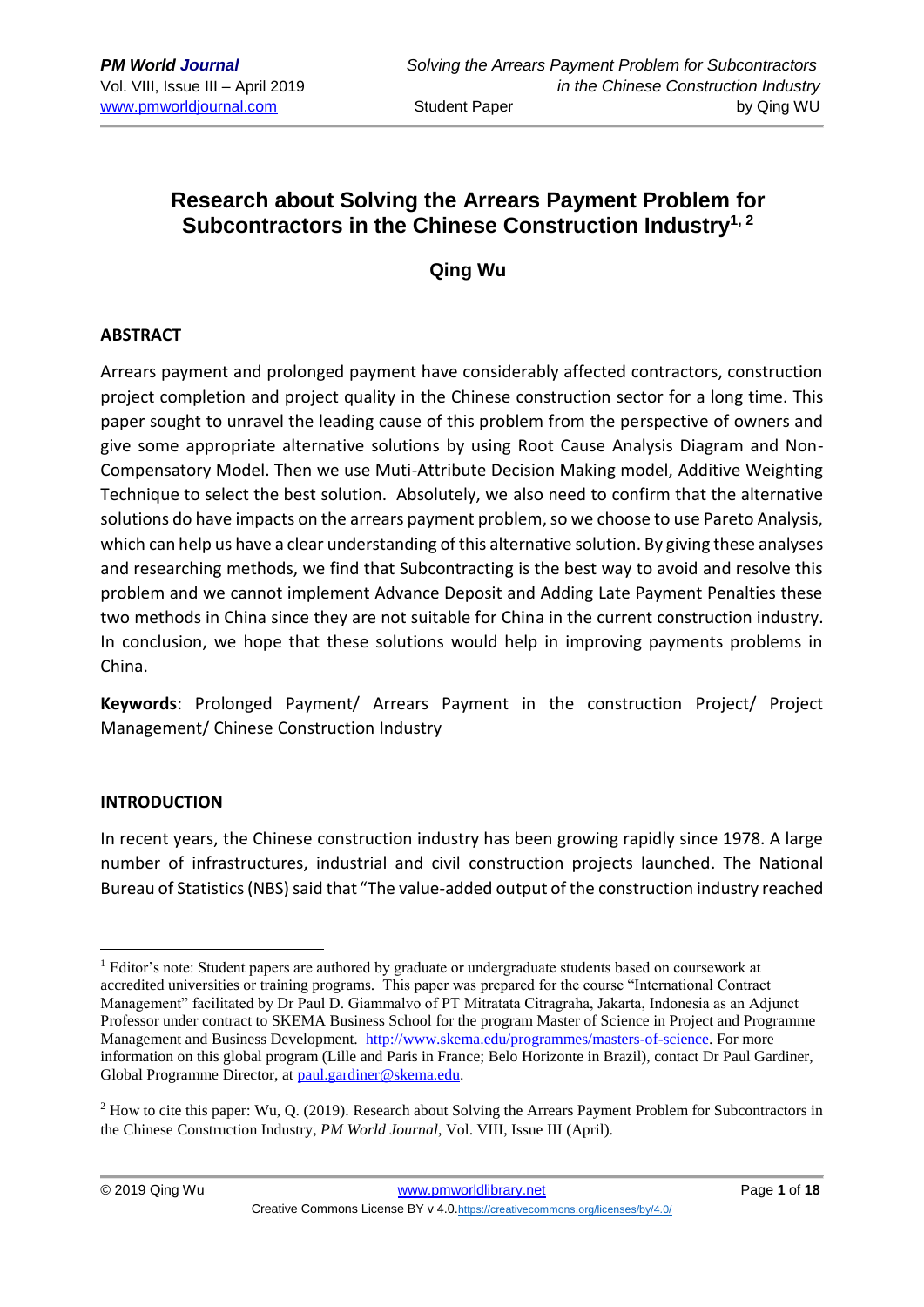# Research about Solving the Arrears Payment Problem for Subcontractors in the Chinese Construction Industry[1, 2]

**Qing Wu**

## ABSTRACT

Arrears payment and prolonged payment have considerably affected contractors, construction project completion and project quality in the Chinese construction sector for a long time. This paper sought to unravel the leading cause of this problem from the perspective of owners and give some appropriate alternative solutions by using Root Cause Analysis Diagram and Non-Compensatory Model. Then we use Muti-Attribute Decision Making model, Additive Weighting Technique to select the best solution. Absolutely, we also need to confirm that the alternative solutions do have impacts on the arrears payment problem, so we choose to use Pareto Analysis, which can help us have a clear understanding of this alternative solution. By giving these analyses and researching methods, we find that Subcontracting is the best way to avoid and resolve this problem and we cannot implement Advance Deposit and Adding Late Payment Penalties these two methods in China since they are not suitable for China in the current construction industry. In conclusion, we hope that these solutions would help in improving payments problems in China.

**Keywords**: Prolonged Payment/ Arrears Payment in the construction Project/ Project Management/ Chinese Construction Industry

## INTRODUCTION

In recent years, the Chinese construction industry has been growing rapidly since 1978. A large number of infrastructures, industrial and civil construction projects launched. The National Bureau of Statistics (NBS) said that "The value-added output of the construction industry reached

---

[1] Editor's note: Student papers are authored by graduate or undergraduate students based on coursework at accredited universities or training programs. This paper was prepared for the course "International Contract Management" facilitated by Dr Paul D. Giammalvo of PT Mitratata Citragraha, Jakarta, Indonesia as an Adjunct Professor under contract to SKEMA Business School for the program Master of Science in Project and Programme Management and Business Development. http://www.skema.edu/programmes/masters-of-science. For more information on this global program (Lille and Paris in France; Belo Horizonte in Brazil), contact Dr Paul Gardiner, Global Programme Director, at paul.gardiner@skema.edu.

[2] How to cite this paper: Wu, Q. (2019). Research about Solving the Arrears Payment Problem for Subcontractors in the Chinese Construction Industry, *PM World Journal*, Vol. VIII, Issue III (April).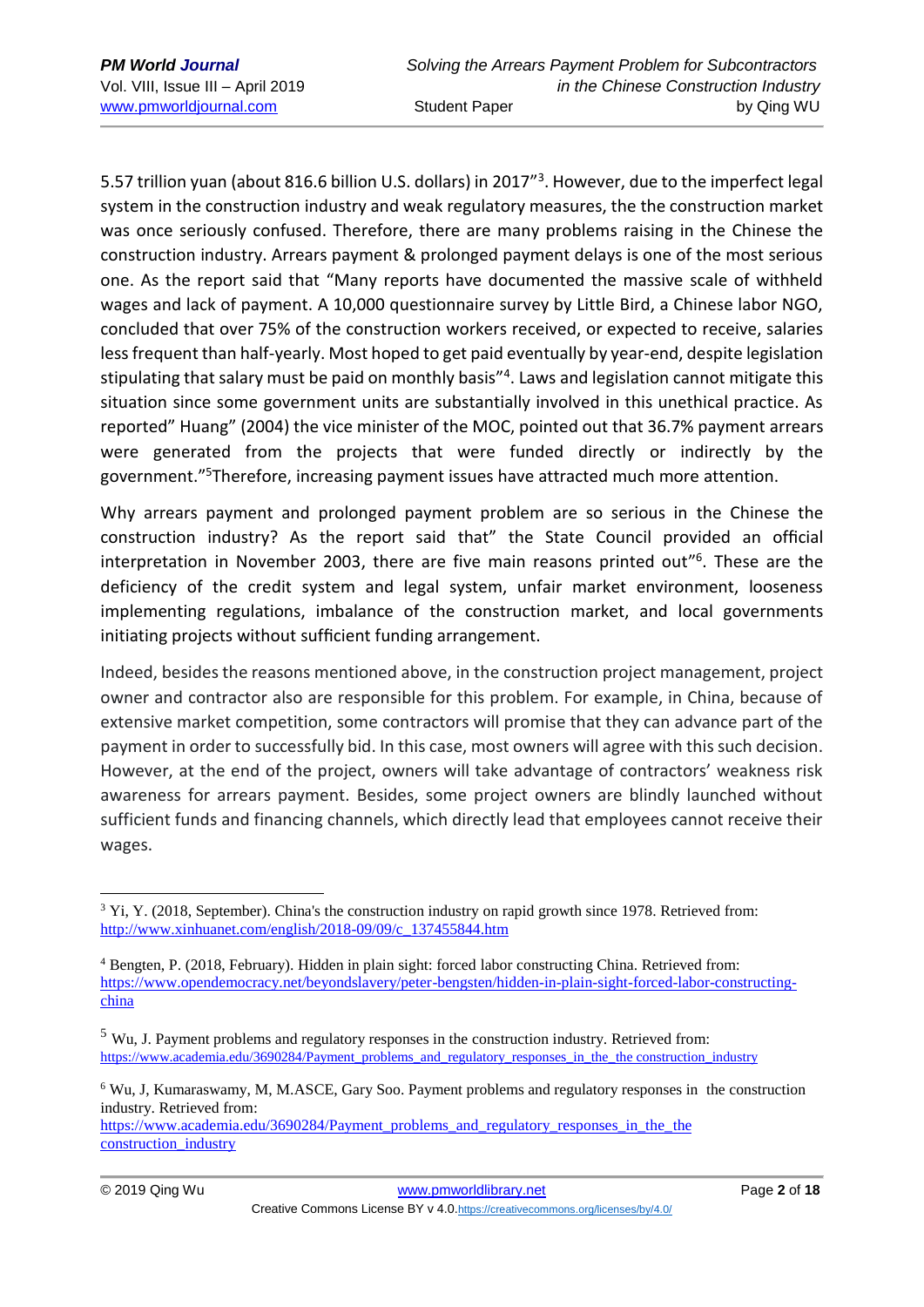5.57 trillion yuan (about 816.6 billion U.S. dollars) in 2017"[3]. However, due to the imperfect legal system in the construction industry and weak regulatory measures, the the construction market was once seriously confused. Therefore, there are many problems raising in the Chinese the construction industry. Arrears payment & prolonged payment delays is one of the most serious one. As the report said that "Many reports have documented the massive scale of withheld wages and lack of payment. A 10,000 questionnaire survey by Little Bird, a Chinese labor NGO, concluded that over 75% of the construction workers received, or expected to receive, salaries less frequent than half-yearly. Most hoped to get paid eventually by year-end, despite legislation stipulating that salary must be paid on monthly basis"[4]. Laws and legislation cannot mitigate this situation since some government units are substantially involved in this unethical practice. As reported" Huang" (2004) the vice minister of the MOC, pointed out that 36.7% payment arrears were generated from the projects that were funded directly or indirectly by the government."[5]Therefore, increasing payment issues have attracted much more attention.

Why arrears payment and prolonged payment problem are so serious in the Chinese the construction industry? As the report said that" the State Council provided an official interpretation in November 2003, there are five main reasons printed out"[6]. These are the deficiency of the credit system and legal system, unfair market environment, looseness implementing regulations, imbalance of the construction market, and local governments initiating projects without sufficient funding arrangement.

Indeed, besides the reasons mentioned above, in the construction project management, project owner and contractor also are responsible for this problem. For example, in China, because of extensive market competition, some contractors will promise that they can advance part of the payment in order to successfully bid. In this case, most owners will agree with this such decision. However, at the end of the project, owners will take advantage of contractors' weakness risk awareness for arrears payment. Besides, some project owners are blindly launched without sufficient funds and financing channels, which directly lead that employees cannot receive their wages.

---

[3] Yi, Y. (2018, September). China's the construction industry on rapid growth since 1978. Retrieved from: http://www.xinhuanet.com/english/2018-09/09/c_137455844.htm

[4] Bengten, P. (2018, February). Hidden in plain sight: forced labor constructing China. Retrieved from: https://www.opendemocracy.net/beyondslavery/peter-bengsten/hidden-in-plain-sight-forced-labor-constructing-china

[5] Wu, J. Payment problems and regulatory responses in the construction industry. Retrieved from: https://www.academia.edu/3690284/Payment_problems_and_regulatory_responses_in_the_the construction_industry

[6] Wu, J, Kumaraswamy, M, M.ASCE, Gary Soo. Payment problems and regulatory responses in the construction industry. Retrieved from: https://www.academia.edu/3690284/Payment_problems_and_regulatory_responses_in_the_the construction_industry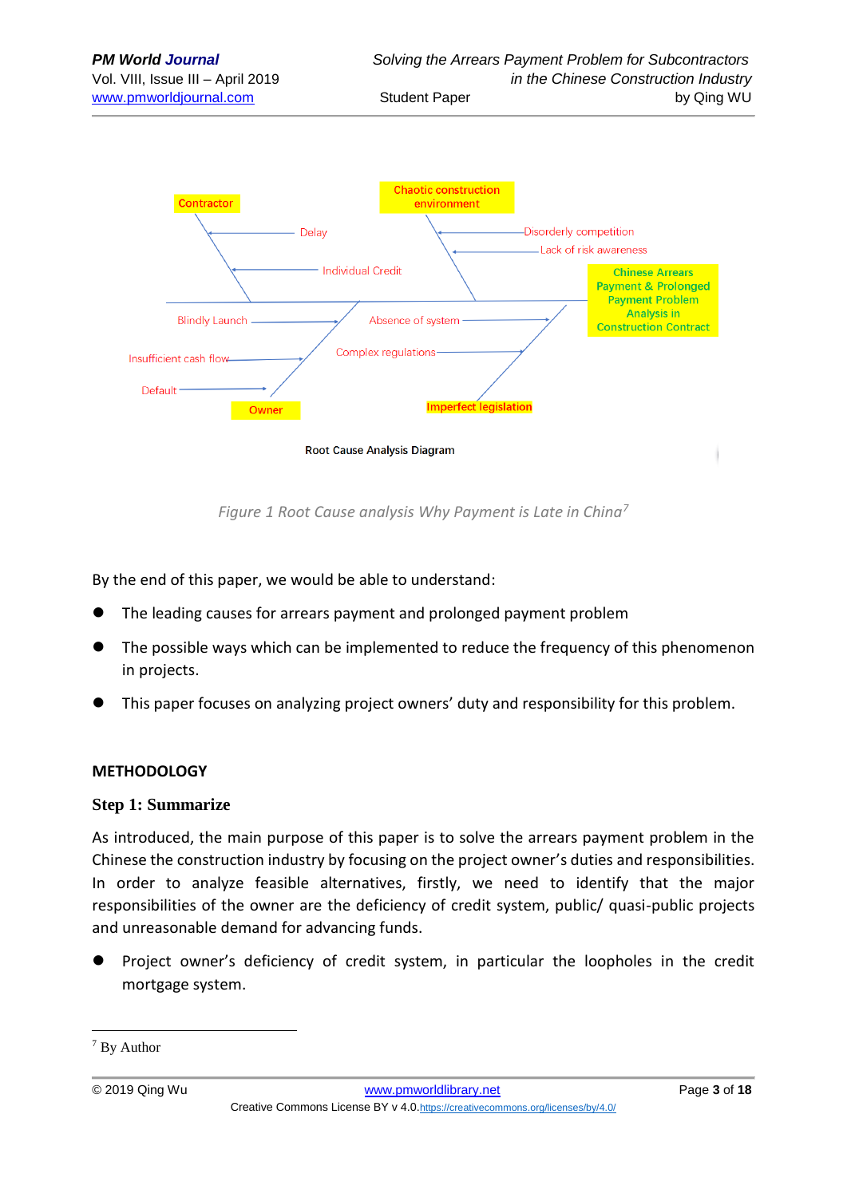Contractor

Chaotic construction environment

Delay

Disorderly competition

Lack of risk awareness

Individual Credit

Chinese Arrears Payment & Prolonged Payment Problem Analysis in Construction Contract

Blindly Launch

Absence of system

Insufficient cash flow

Complex regulations

Default

Owner

Imperfect legislation

Root Cause Analysis Diagram

*Figure 1 Root Cause analysis Why Payment is Late in China*[7]

By the end of this paper, we would be able to understand:

- The leading causes for arrears payment and prolonged payment problem
- The possible ways which can be implemented to reduce the frequency of this phenomenon in projects.
- This paper focuses on analyzing project owners' duty and responsibility for this problem.

## METHODOLOGY

### Step 1: Summarize

As introduced, the main purpose of this paper is to solve the arrears payment problem in the Chinese the construction industry by focusing on the project owner's duties and responsibilities. In order to analyze feasible alternatives, firstly, we need to identify that the major responsibilities of the owner are the deficiency of credit system, public/ quasi-public projects and unreasonable demand for advancing funds.

- Project owner's deficiency of credit system, in particular the loopholes in the credit mortgage system.

[7] By Author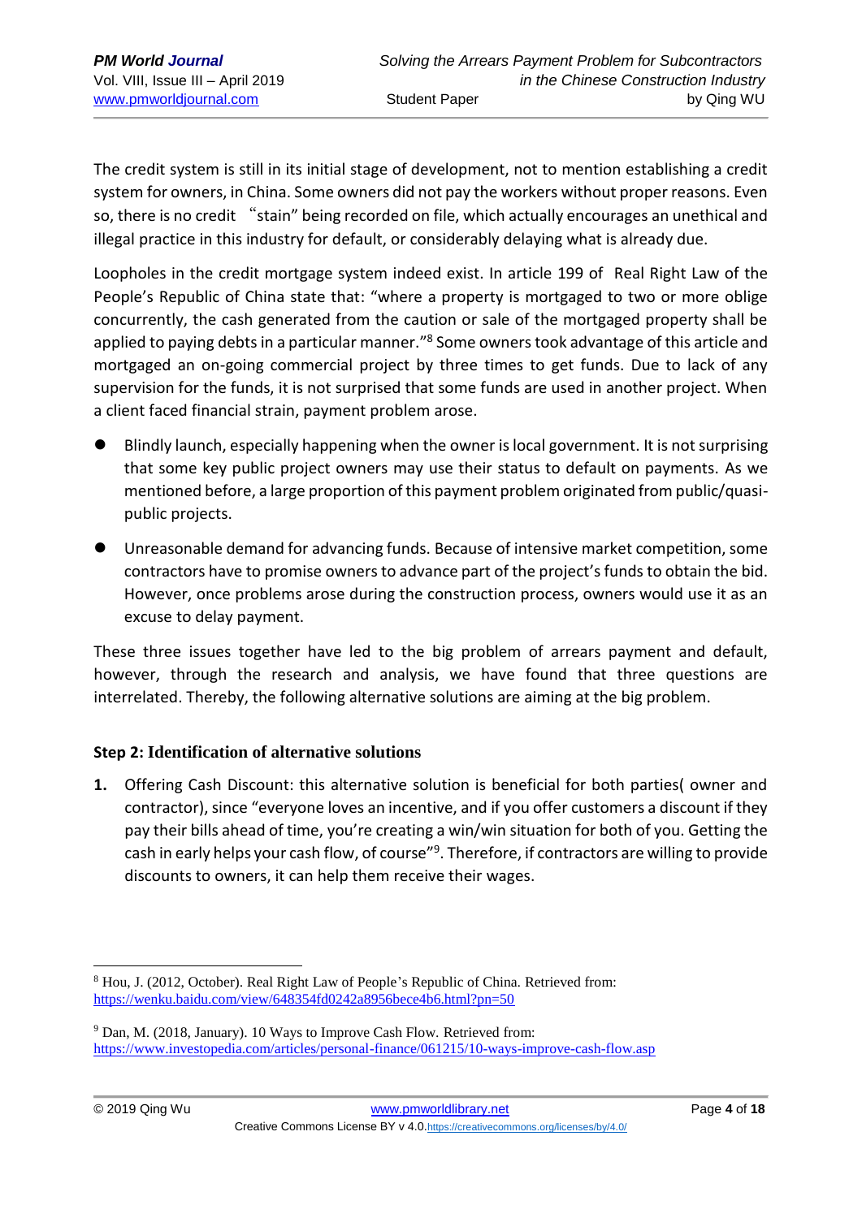The credit system is still in its initial stage of development, not to mention establishing a credit system for owners, in China. Some owners did not pay the workers without proper reasons. Even so, there is no credit "stain" being recorded on file, which actually encourages an unethical and illegal practice in this industry for default, or considerably delaying what is already due.

Loopholes in the credit mortgage system indeed exist. In article 199 of Real Right Law of the People's Republic of China state that: "where a property is mortgaged to two or more oblige concurrently, the cash generated from the caution or sale of the mortgaged property shall be applied to paying debts in a particular manner."[8] Some owners took advantage of this article and mortgaged an on-going commercial project by three times to get funds. Due to lack of any supervision for the funds, it is not surprised that some funds are used in another project. When a client faced financial strain, payment problem arose.

- Blindly launch, especially happening when the owner is local government. It is not surprising that some key public project owners may use their status to default on payments. As we mentioned before, a large proportion of this payment problem originated from public/quasi-public projects.
- Unreasonable demand for advancing funds. Because of intensive market competition, some contractors have to promise owners to advance part of the project's funds to obtain the bid. However, once problems arose during the construction process, owners would use it as an excuse to delay payment.

These three issues together have led to the big problem of arrears payment and default, however, through the research and analysis, we have found that three questions are interrelated. Thereby, the following alternative solutions are aiming at the big problem.

### Step 2: Identification of alternative solutions

1. Offering Cash Discount: this alternative solution is beneficial for both parties( owner and contractor), since "everyone loves an incentive, and if you offer customers a discount if they pay their bills ahead of time, you're creating a win/win situation for both of you. Getting the cash in early helps your cash flow, of course"[9]. Therefore, if contractors are willing to provide discounts to owners, it can help them receive their wages.

---

[8] Hou, J. (2012, October). Real Right Law of People's Republic of China. Retrieved from: https://wenku.baidu.com/view/648354fd0242a8956bece4b6.html?pn=50

[9] Dan, M. (2018, January). 10 Ways to Improve Cash Flow. Retrieved from: https://www.investopedia.com/articles/personal-finance/061215/10-ways-improve-cash-flow.asp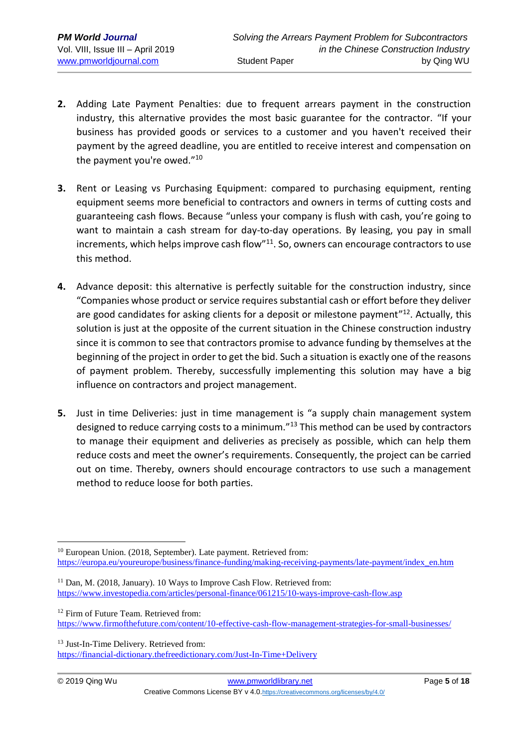2. **Adding Late Payment Penalties**: due to frequent arrears payment in the construction industry, this alternative provides the most basic guarantee for the contractor. "If your business has provided goods or services to a customer and you haven't received their payment by the agreed deadline, you are entitled to receive interest and compensation on the payment you're owed."[10]

3. **Rent or Leasing vs Purchasing Equipment**: compared to purchasing equipment, renting equipment seems more beneficial to contractors and owners in terms of cutting costs and guaranteeing cash flows. Because "unless your company is flush with cash, you're going to want to maintain a cash stream for day-to-day operations. By leasing, you pay in small increments, which helps improve cash flow"[11]. So, owners can encourage contractors to use this method.

4. **Advance deposit**: this alternative is perfectly suitable for the construction industry, since "Companies whose product or service requires substantial cash or effort before they deliver are good candidates for asking clients for a deposit or milestone payment"[12]. Actually, this solution is just at the opposite of the current situation in the Chinese construction industry since it is common to see that contractors promise to advance funding by themselves at the beginning of the project in order to get the bid. Such a situation is exactly one of the reasons of payment problem. Thereby, successfully implementing this solution may have a big influence on contractors and project management.

5. **Just in time Deliveries**: just in time management is "a supply chain management system designed to reduce carrying costs to a minimum."[13] This method can be used by contractors to manage their equipment and deliveries as precisely as possible, which can help them reduce costs and meet the owner's requirements. Consequently, the project can be carried out on time. Thereby, owners should encourage contractors to use such a management method to reduce loose for both parties.

---

[10] European Union. (2018, September). Late payment. Retrieved from: https://europa.eu/youreurope/business/finance-funding/making-receiving-payments/late-payment/index_en.htm

[11] Dan, M. (2018, January). 10 Ways to Improve Cash Flow. Retrieved from: https://www.investopedia.com/articles/personal-finance/061215/10-ways-improve-cash-flow.asp

[12] Firm of Future Team. Retrieved from: https://www.firmofthefuture.com/content/10-effective-cash-flow-management-strategies-for-small-businesses/

[13] Just-In-Time Delivery. Retrieved from: https://financial-dictionary.thefreedictionary.com/Just-In-Time+Delivery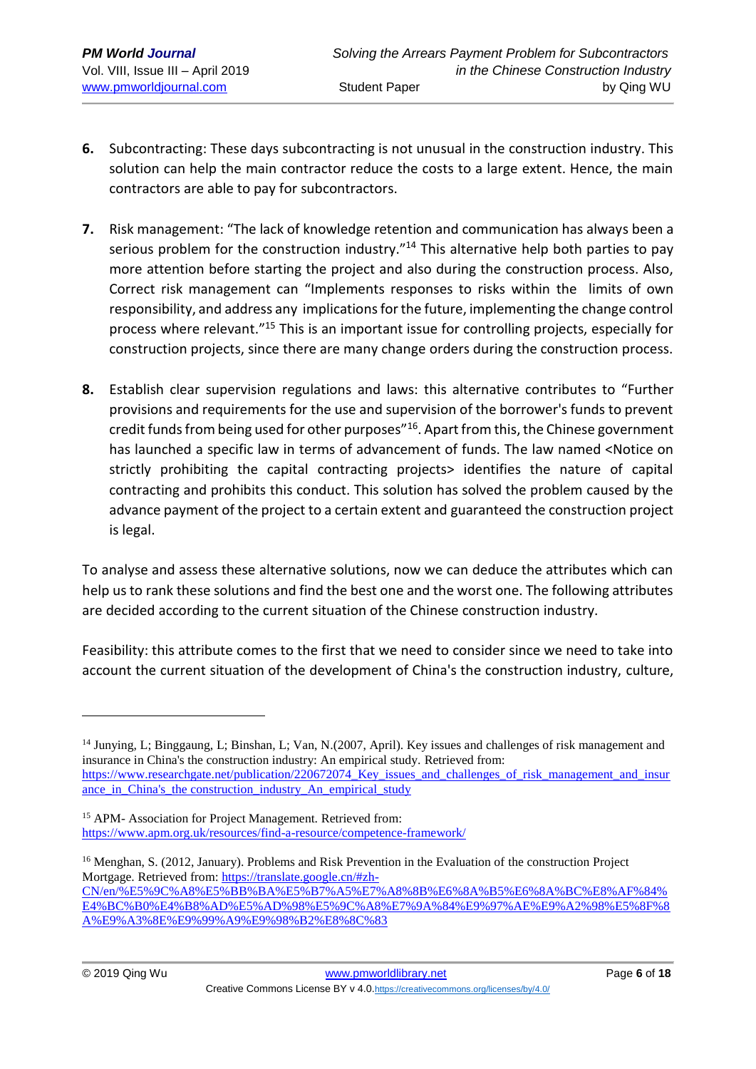6. **Subcontracting**: These days subcontracting is not unusual in the construction industry. This solution can help the main contractor reduce the costs to a large extent. Hence, the main contractors are able to pay for subcontractors.

7. **Risk management**: "The lack of knowledge retention and communication has always been a serious problem for the construction industry."[14] This alternative help both parties to pay more attention before starting the project and also during the construction process. Also, Correct risk management can "Implements responses to risks within the limits of own responsibility, and address any implications for the future, implementing the change control process where relevant."[15] This is an important issue for controlling projects, especially for construction projects, since there are many change orders during the construction process.

8. **Establish clear supervision regulations and laws**: this alternative contributes to "Further provisions and requirements for the use and supervision of the borrower's funds to prevent credit funds from being used for other purposes"[16]. Apart from this, the Chinese government has launched a specific law in terms of advancement of funds. The law named <Notice on strictly prohibiting the capital contracting projects> identifies the nature of capital contracting and prohibits this conduct. This solution has solved the problem caused by the advance payment of the project to a certain extent and guaranteed the construction project is legal.

To analyse and assess these alternative solutions, now we can deduce the attributes which can help us to rank these solutions and find the best one and the worst one. The following attributes are decided according to the current situation of the Chinese construction industry.

Feasibility: this attribute comes to the first that we need to consider since we need to take into account the current situation of the development of China's the construction industry, culture,

---

[14] Junying, L; Binggaung, L; Binshan, L; Van, N.(2007, April). Key issues and challenges of risk management and insurance in China's the construction industry: An empirical study. Retrieved from: https://www.researchgate.net/publication/220672074_Key_issues_and_challenges_of_risk_management_and_insurance_in_China's_the construction_industry_An_empirical_study

[15] APM- Association for Project Management. Retrieved from: https://www.apm.org.uk/resources/find-a-resource/competence-framework/

[16] Menghan, S. (2012, January). Problems and Risk Prevention in the Evaluation of the construction Project Mortgage. Retrieved from: https://translate.google.cn/#zh-CN/en/%E5%9C%A8%E5%BB%BA%E5%B7%A5%E7%A8%8B%E6%8A%B5%E6%8A%BC%E8%AF%84%E4%BC%B0%E4%B8%AD%E5%AD%98%E5%9C%A8%E7%9A%84%E9%97%AE%E9%A2%98%E5%8F%8A%E9%A3%8E%E9%99%A9%E9%98%B2%E8%8C%83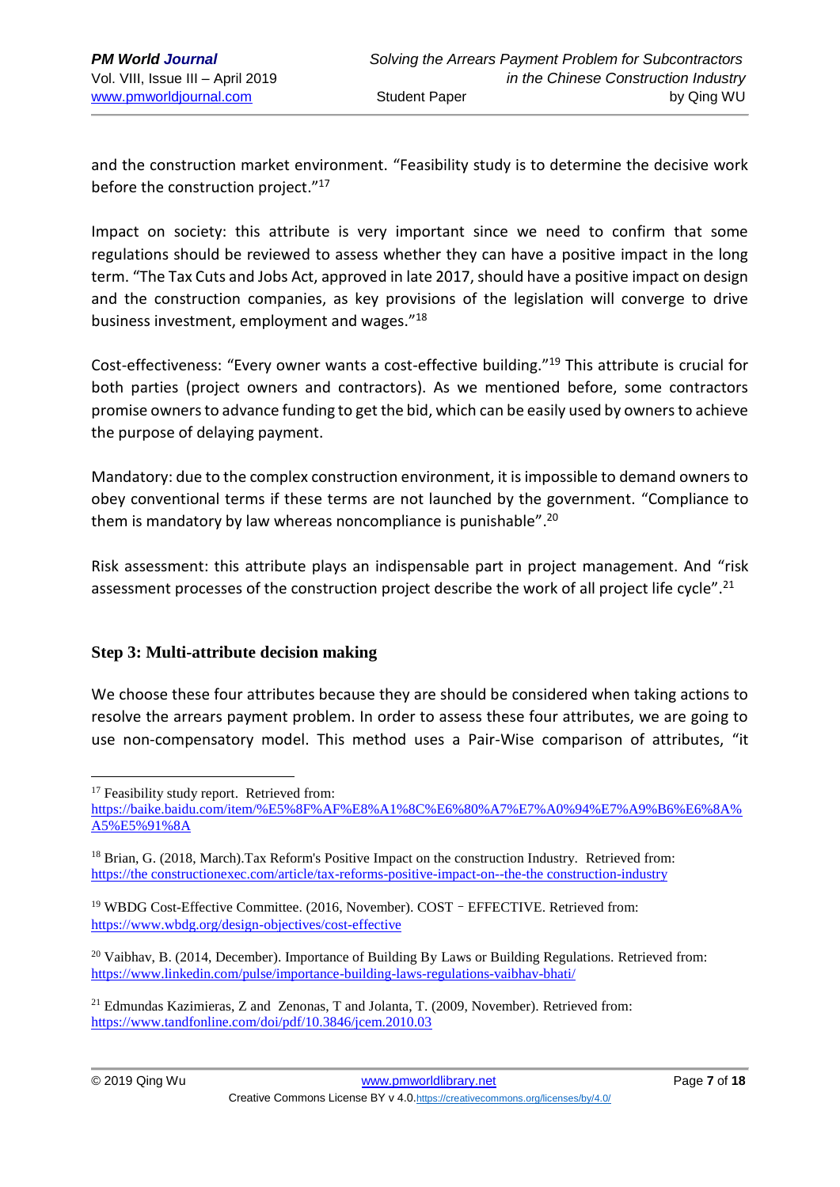and the construction market environment. "Feasibility study is to determine the decisive work before the construction project."[17]

Impact on society: this attribute is very important since we need to confirm that some regulations should be reviewed to assess whether they can have a positive impact in the long term. "The Tax Cuts and Jobs Act, approved in late 2017, should have a positive impact on design and the construction companies, as key provisions of the legislation will converge to drive business investment, employment and wages."[18]

Cost-effectiveness: "Every owner wants a cost-effective building."[19] This attribute is crucial for both parties (project owners and contractors). As we mentioned before, some contractors promise owners to advance funding to get the bid, which can be easily used by owners to achieve the purpose of delaying payment.

Mandatory: due to the complex construction environment, it is impossible to demand owners to obey conventional terms if these terms are not launched by the government. "Compliance to them is mandatory by law whereas noncompliance is punishable".[20]

Risk assessment: this attribute plays an indispensable part in project management. And "risk assessment processes of the construction project describe the work of all project life cycle".[21]

### Step 3: Multi-attribute decision making

We choose these four attributes because they are should be considered when taking actions to resolve the arrears payment problem. In order to assess these four attributes, we are going to use non-compensatory model. This method uses a Pair-Wise comparison of attributes, "it

---

[17] Feasibility study report. Retrieved from: https://baike.baidu.com/item/%E5%8F%AF%E8%A1%8C%E6%80%A7%E7%A0%94%E7%A9%B6%E6%8A%A5%E5%91%8A

[18] Brian, G. (2018, March).Tax Reform's Positive Impact on the construction Industry. Retrieved from: https://the constructionexec.com/article/tax-reforms-positive-impact-on--the-the construction-industry

[19] WBDG Cost-Effective Committee. (2016, November). COST – EFFECTIVE. Retrieved from: https://www.wbdg.org/design-objectives/cost-effective

[20] Vaibhav, B. (2014, December). Importance of Building By Laws or Building Regulations. Retrieved from: https://www.linkedin.com/pulse/importance-building-laws-regulations-vaibhav-bhati/

[21] Edmundas Kazimieras, Z and Zenonas, T and Jolanta, T. (2009, November). Retrieved from: https://www.tandfonline.com/doi/pdf/10.3846/jcem.2010.03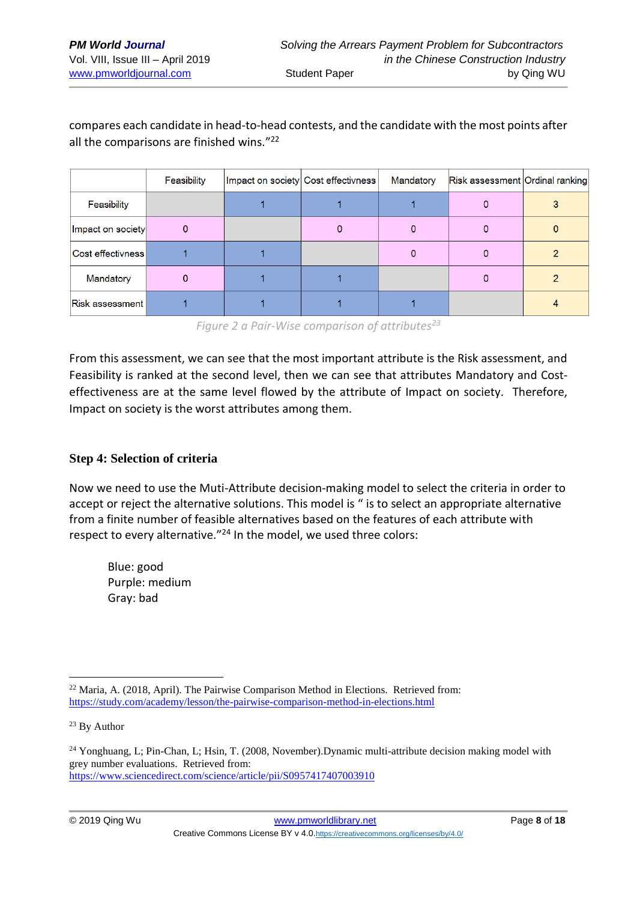compares each candidate in head-to-head contests, and the candidate with the most points after all the comparisons are finished wins."[22]

| | Feasibility | Impact on society | Cost effectivness | Mandatory | Risk assessment | Ordinal ranking |
|---|---|---|---|---|---|---|
| Feasibility | | 1 | 1 | 1 | 0 | 3 |
| Impact on society | 0 | | 0 | 0 | 0 | 0 |
| Cost effectivness | 1 | 1 | | 0 | 0 | 2 |
| Mandatory | 0 | 1 | 1 | | 0 | 2 |
| Risk assessment | 1 | 1 | 1 | 1 | | 4 |

*Figure 2 a Pair-Wise comparison of attributes[23]*

From this assessment, we can see that the most important attribute is the Risk assessment, and Feasibility is ranked at the second level, then we can see that attributes Mandatory and Cost-effectiveness are at the same level flowed by the attribute of Impact on society. Therefore, Impact on society is the worst attributes among them.

### Step 4: Selection of criteria

Now we need to use the Muti-Attribute decision-making model to select the criteria in order to accept or reject the alternative solutions. This model is " is to select an appropriate alternative from a finite number of feasible alternatives based on the features of each attribute with respect to every alternative."[24] In the model, we used three colors:

Blue: good
Purple: medium
Gray: bad

---

[22] Maria, A. (2018, April). The Pairwise Comparison Method in Elections. Retrieved from: https://study.com/academy/lesson/the-pairwise-comparison-method-in-elections.html

[23] By Author

[24] Yonghuang, L; Pin-Chan, L; Hsin, T. (2008, November).Dynamic multi-attribute decision making model with grey number evaluations. Retrieved from: https://www.sciencedirect.com/science/article/pii/S0957417407003910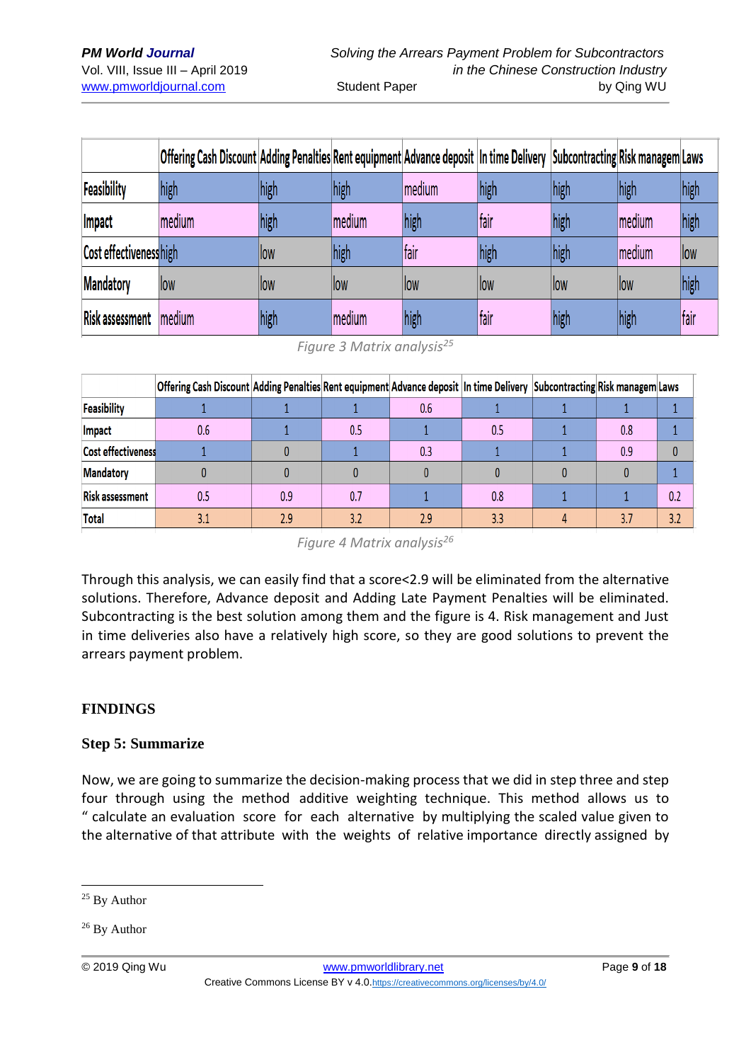| | Offering Cash Discount | Adding Penalties | Rent equipment | Advance deposit | In time Delivery | Subcontracting | Risk managem | Laws |
|---|---|---|---|---|---|---|---|---|
| Feasibility | high | high | high | medium | high | high | high | high |
| Impact | medium | high | medium | high | fair | high | medium | high |
| Cost effectiveness | high | low | high | fair | high | high | medium | low |
| Mandatory | low | low | low | low | low | low | low | high |
| Risk assessment | medium | high | medium | high | fair | high | high | fair |

*Figure 3 Matrix analysis[25]*

| | Offering Cash Discount | Adding Penalties | Rent equipment | Advance deposit | In time Delivery | Subcontracting | Risk managem | Laws |
|---|---|---|---|---|---|---|---|---|
| Feasibility | 1 | 1 | 1 | 0.6 | 1 | 1 | 1 | 1 |
| Impact | 0.6 | 1 | 0.5 | 1 | 0.5 | 1 | 0.8 | 1 |
| Cost effectiveness | 1 | 0 | 1 | 0.3 | 1 | 1 | 0.9 | 0 |
| Mandatory | 0 | 0 | 0 | 0 | 0 | 0 | 0 | 1 |
| Risk assessment | 0.5 | 0.9 | 0.7 | 1 | 0.8 | 1 | 1 | 0.2 |
| Total | 3.1 | 2.9 | 3.2 | 2.9 | 3.3 | 4 | 3.7 | 3.2 |

*Figure 4 Matrix analysis[26]*

Through this analysis, we can easily find that a score<2.9 will be eliminated from the alternative solutions. Therefore, Advance deposit and Adding Late Payment Penalties will be eliminated. Subcontracting is the best solution among them and the figure is 4. Risk management and Just in time deliveries also have a relatively high score, so they are good solutions to prevent the arrears payment problem.

## FINDINGS

### Step 5: Summarize

Now, we are going to summarize the decision-making process that we did in step three and step four through using the method additive weighting technique. This method allows us to " calculate an evaluation score for each alternative by multiplying the scaled value given to the alternative of that attribute with the weights of relative importance directly assigned by

---

[25] By Author

[26] By Author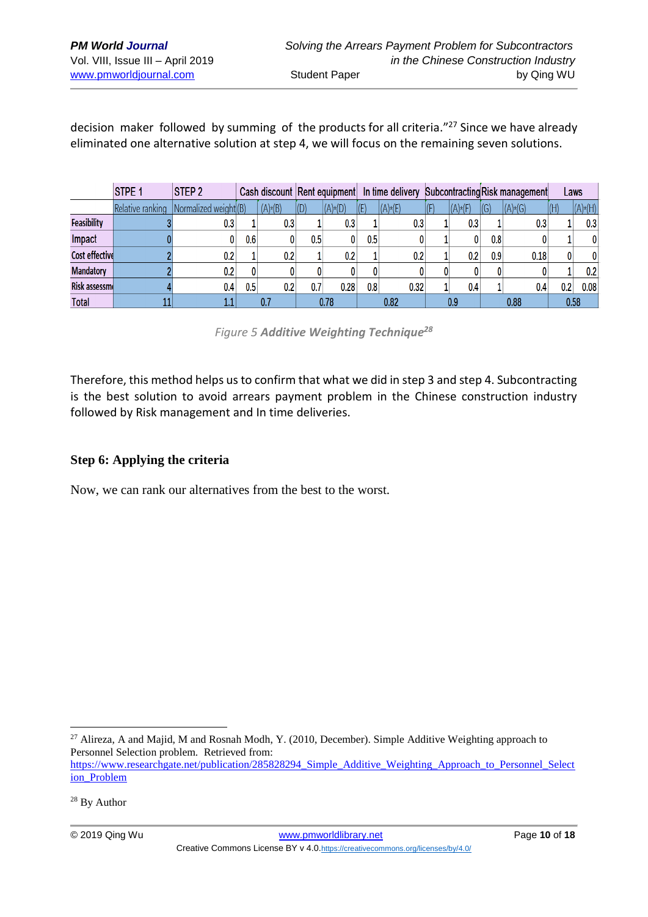decision maker followed by summing of the products for all criteria."[27] Since we have already eliminated one alternative solution at step 4, we will focus on the remaining seven solutions.

| | STPE 1 | STEP 2 | Cash discount | | Rent equipment | | In time delivery | | Subcontracting | | Risk management | | Laws | |
|---|---|---|---|---|---|---|---|---|---|---|---|---|---|---|
| | Relative ranking | Normalized weight | (B) | (A)*(B) | (D) | (A)*(D) | (E) | (A)*(E) | (F) | (A)*(F) | (G) | (A)*(G) | (H) | (A)*(H) |
| Feasibility | 3 | 0.3 | 1 | 0.3 | 1 | 0.3 | 1 | 0.3 | 1 | 0.3 | 1 | 0.3 | 1 | 0.3 |
| Impact | 0 | 0 | 0.6 | 0 | 0.5 | 0 | 0.5 | 0 | 1 | 0 | 0.8 | 0 | 1 | 0 |
| Cost effective | 2 | 0.2 | 1 | 0.2 | 1 | 0.2 | 1 | 0.2 | 1 | 0.2 | 0.9 | 0.18 | 0 | 0 |
| Mandatory | 2 | 0.2 | 0 | 0 | 0 | 0 | 0 | 0 | 0 | 0 | 0 | 0 | 1 | 0.2 |
| Risk assessm | 4 | 0.4 | 0.5 | 0.2 | 0.7 | 0.28 | 0.8 | 0.32 | 1 | 0.4 | 1 | 0.4 | 0.2 | 0.08 |
| Total | 11 | 1.1 | 0.7 | | 0.78 | | 0.82 | | 0.9 | | 0.88 | | 0.58 | |

Figure 5 ***Additive Weighting Technique***[28]

Therefore, this method helps us to confirm that what we did in step 3 and step 4. Subcontracting is the best solution to avoid arrears payment problem in the Chinese construction industry followed by Risk management and In time deliveries.

### Step 6: Applying the criteria

Now, we can rank our alternatives from the best to the worst.

---

[27] Alireza, A and Majid, M and Rosnah Modh, Y. (2010, December). Simple Additive Weighting approach to Personnel Selection problem. Retrieved from: https://www.researchgate.net/publication/285828294_Simple_Additive_Weighting_Approach_to_Personnel_Selection_Problem

[28] By Author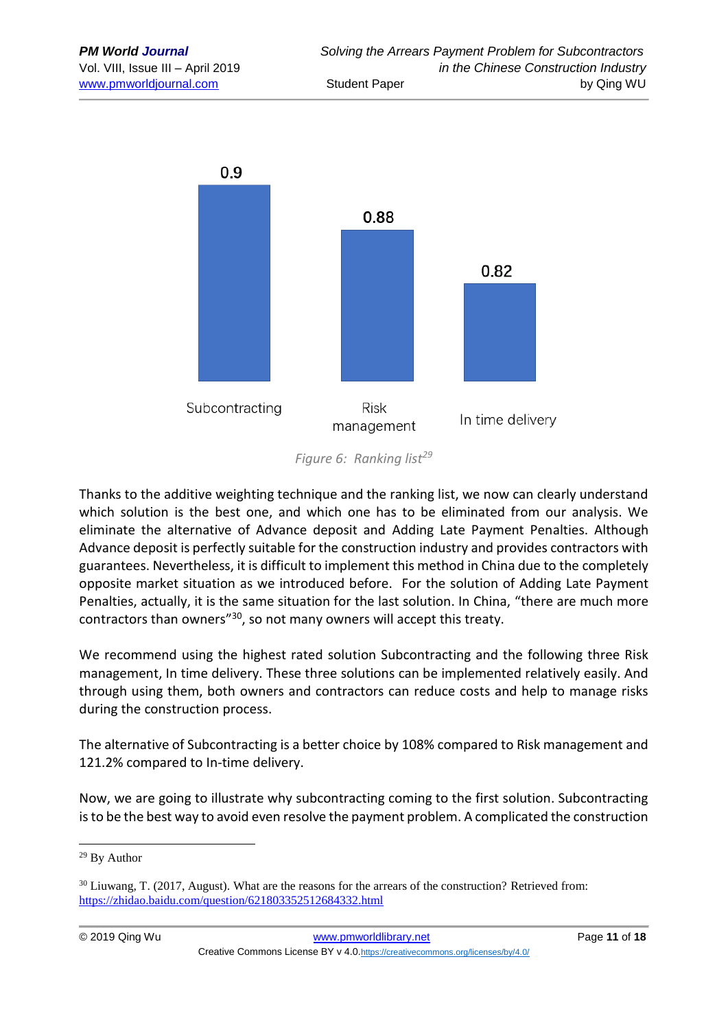| Subcontracting | Risk management | In time delivery |
|---|---|---|
| 0.9 | 0.88 | 0.82 |

*Figure 6: Ranking list*[29]

Thanks to the additive weighting technique and the ranking list, we now can clearly understand which solution is the best one, and which one has to be eliminated from our analysis. We eliminate the alternative of Advance deposit and Adding Late Payment Penalties. Although Advance deposit is perfectly suitable for the construction industry and provides contractors with guarantees. Nevertheless, it is difficult to implement this method in China due to the completely opposite market situation as we introduced before. For the solution of Adding Late Payment Penalties, actually, it is the same situation for the last solution. In China, "there are much more contractors than owners"[30], so not many owners will accept this treaty.

We recommend using the highest rated solution Subcontracting and the following three Risk management, In time delivery. These three solutions can be implemented relatively easily. And through using them, both owners and contractors can reduce costs and help to manage risks during the construction process.

The alternative of Subcontracting is a better choice by 108% compared to Risk management and 121.2% compared to In-time delivery.

Now, we are going to illustrate why subcontracting coming to the first solution. Subcontracting is to be the best way to avoid even resolve the payment problem. A complicated the construction

---

[29] By Author

[30] Liuwang, T. (2017, August). What are the reasons for the arrears of the construction? Retrieved from: https://zhidao.baidu.com/question/621803352512684332.html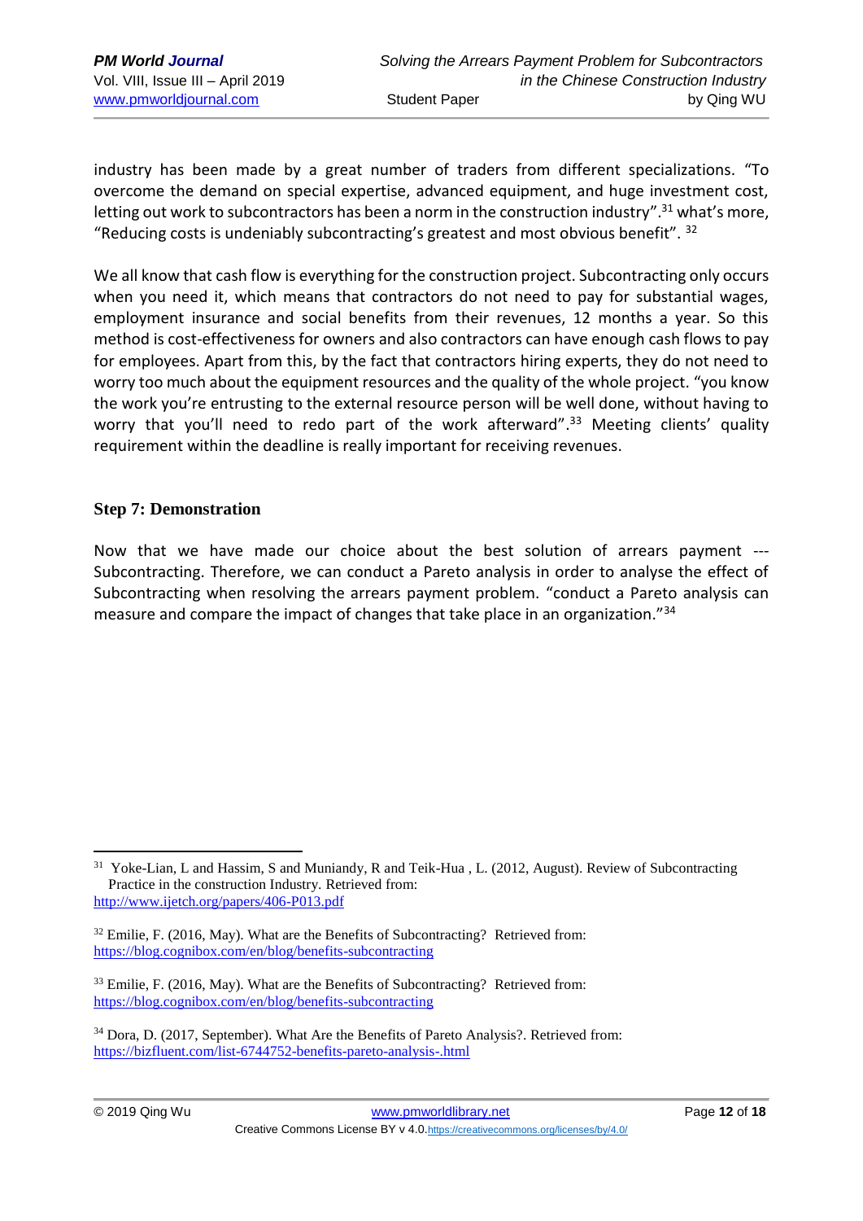industry has been made by a great number of traders from different specializations. "To overcome the demand on special expertise, advanced equipment, and huge investment cost, letting out work to subcontractors has been a norm in the construction industry".[31] what's more, "Reducing costs is undeniably subcontracting's greatest and most obvious benefit". [32]

We all know that cash flow is everything for the construction project. Subcontracting only occurs when you need it, which means that contractors do not need to pay for substantial wages, employment insurance and social benefits from their revenues, 12 months a year. So this method is cost-effectiveness for owners and also contractors can have enough cash flows to pay for employees. Apart from this, by the fact that contractors hiring experts, they do not need to worry too much about the equipment resources and the quality of the whole project. "you know the work you're entrusting to the external resource person will be well done, without having to worry that you'll need to redo part of the work afterward".[33] Meeting clients' quality requirement within the deadline is really important for receiving revenues.

### Step 7: Demonstration

Now that we have made our choice about the best solution of arrears payment --- Subcontracting. Therefore, we can conduct a Pareto analysis in order to analyse the effect of Subcontracting when resolving the arrears payment problem. "conduct a Pareto analysis can measure and compare the impact of changes that take place in an organization."[34]

---

[31] Yoke-Lian, L and Hassim, S and Muniandy, R and Teik-Hua , L. (2012, August). Review of Subcontracting Practice in the construction Industry. Retrieved from: http://www.ijetch.org/papers/406-P013.pdf

[32] Emilie, F. (2016, May). What are the Benefits of Subcontracting? Retrieved from: https://blog.cognibox.com/en/blog/benefits-subcontracting

[33] Emilie, F. (2016, May). What are the Benefits of Subcontracting? Retrieved from: https://blog.cognibox.com/en/blog/benefits-subcontracting

[34] Dora, D. (2017, September). What Are the Benefits of Pareto Analysis?. Retrieved from: https://bizfluent.com/list-6744752-benefits-pareto-analysis-.html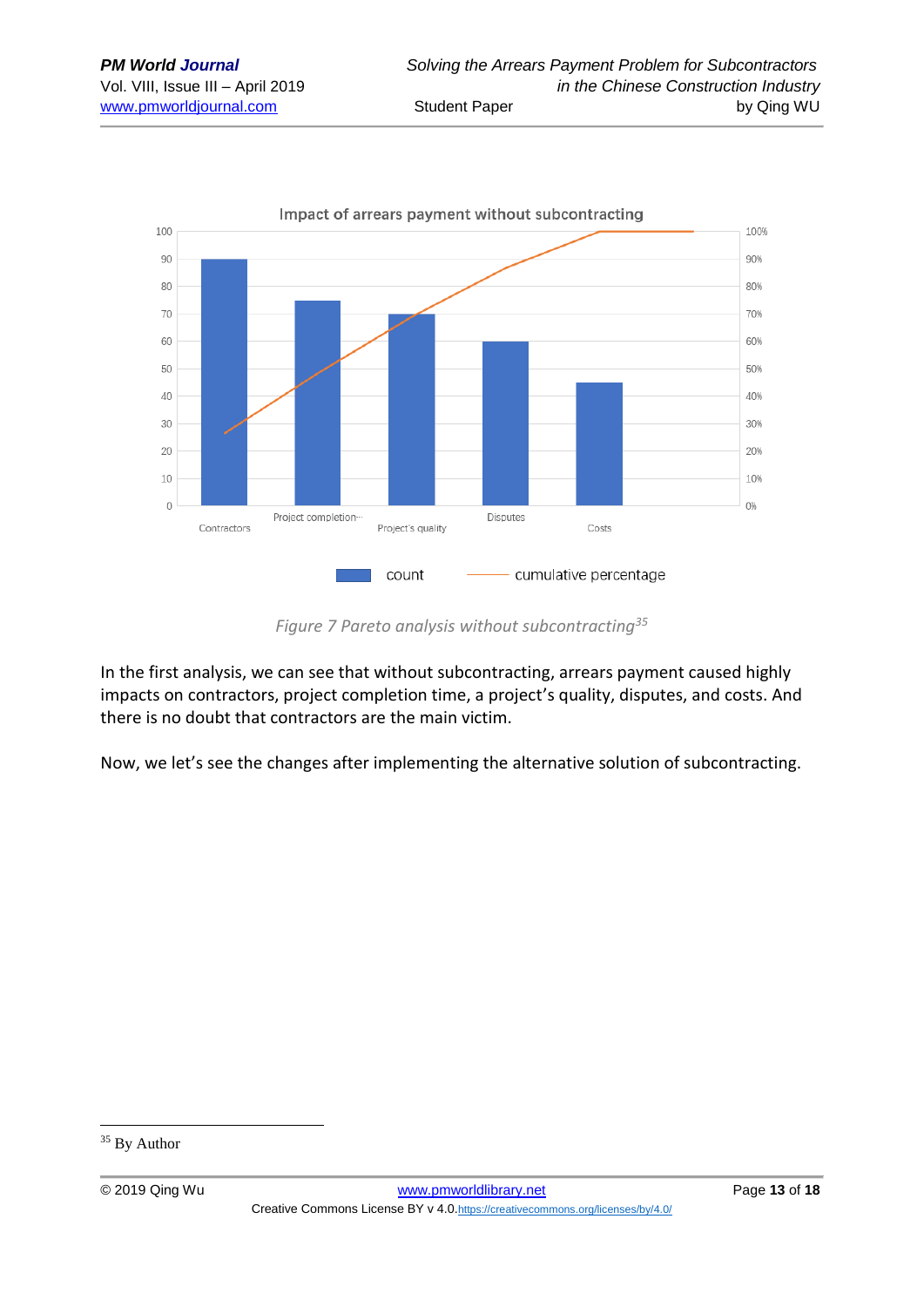Figure 7 Pareto analysis without subcontracting[35]

In the first analysis, we can see that without subcontracting, arrears payment caused highly impacts on contractors, project completion time, a project's quality, disputes, and costs. And there is no doubt that contractors are the main victim.

Now, we let's see the changes after implementing the alternative solution of subcontracting.

[35] By Author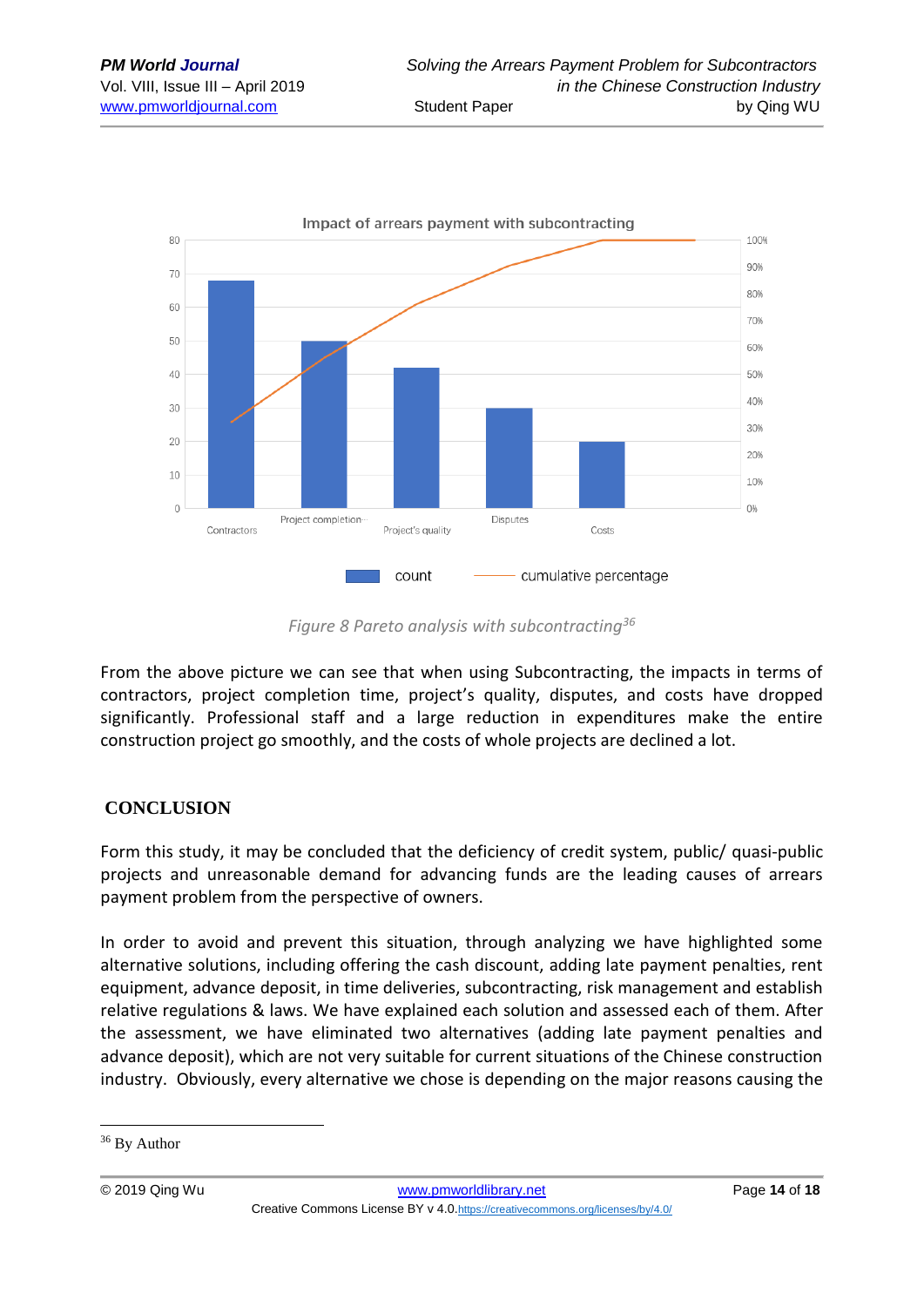Figure 8 Pareto analysis with subcontracting[36]

From the above picture we can see that when using Subcontracting, the impacts in terms of contractors, project completion time, project's quality, disputes, and costs have dropped significantly. Professional staff and a large reduction in expenditures make the entire construction project go smoothly, and the costs of whole projects are declined a lot.

## CONCLUSION

Form this study, it may be concluded that the deficiency of credit system, public/ quasi-public projects and unreasonable demand for advancing funds are the leading causes of arrears payment problem from the perspective of owners.

In order to avoid and prevent this situation, through analyzing we have highlighted some alternative solutions, including offering the cash discount, adding late payment penalties, rent equipment, advance deposit, in time deliveries, subcontracting, risk management and establish relative regulations & laws. We have explained each solution and assessed each of them. After the assessment, we have eliminated two alternatives (adding late payment penalties and advance deposit), which are not very suitable for current situations of the Chinese construction industry. Obviously, every alternative we chose is depending on the major reasons causing the

[36] By Author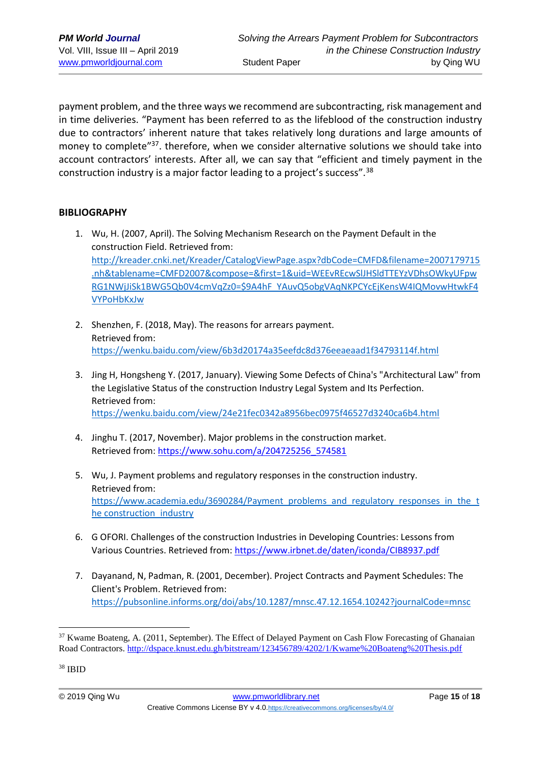payment problem, and the three ways we recommend are subcontracting, risk management and in time deliveries. "Payment has been referred to as the lifeblood of the construction industry due to contractors' inherent nature that takes relatively long durations and large amounts of money to complete"[37]. therefore, when we consider alternative solutions we should take into account contractors' interests. After all, we can say that "efficient and timely payment in the construction industry is a major factor leading to a project's success".[38]

## BIBLIOGRAPHY

1. Wu, H. (2007, April). The Solving Mechanism Research on the Payment Default in the construction Field. Retrieved from: http://kreader.cnki.net/Kreader/CatalogViewPage.aspx?dbCode=CMFD&filename=2007179715.nh&tablename=CMFD2007&compose=&first=1&uid=WEEvREcwSlJHSldTTEYzVDhsOWkyUFpwRG1NWjJiSk1BWG5Qb0V4cmVqZz0=$9A4hF_YAuvQ5obgVAqNKPCYcEjKensW4IQMovwHtwkF4VYPoHbKxJw

2. Shenzhen, F. (2018, May). The reasons for arrears payment. Retrieved from: https://wenku.baidu.com/view/6b3d20174a35eefdc8d376eeaeaad1f34793114f.html

3. Jing H, Hongsheng Y. (2017, January). Viewing Some Defects of China's "Architectural Law" from the Legislative Status of the construction Industry Legal System and Its Perfection. Retrieved from: https://wenku.baidu.com/view/24e21fec0342a8956bec0975f46527d3240ca6b4.html

4. Jinghu T. (2017, November). Major problems in the construction market. Retrieved from: https://www.sohu.com/a/204725256_574581

5. Wu, J. Payment problems and regulatory responses in the construction industry. Retrieved from: https://www.academia.edu/3690284/Payment_problems_and_regulatory_responses_in_the_the_construction_industry

6. G OFORI. Challenges of the construction Industries in Developing Countries: Lessons from Various Countries. Retrieved from: https://www.irbnet.de/daten/iconda/CIB8937.pdf

7. Dayanand, N, Padman, R. (2001, December). Project Contracts and Payment Schedules: The Client's Problem. Retrieved from: https://pubsonline.informs.org/doi/abs/10.1287/mnsc.47.12.1654.10242?journalCode=mnsc

---

[37] Kwame Boateng, A. (2011, September). The Effect of Delayed Payment on Cash Flow Forecasting of Ghanaian Road Contractors. http://dspace.knust.edu.gh/bitstream/123456789/4202/1/Kwame%20Boateng%20Thesis.pdf

[38] IBID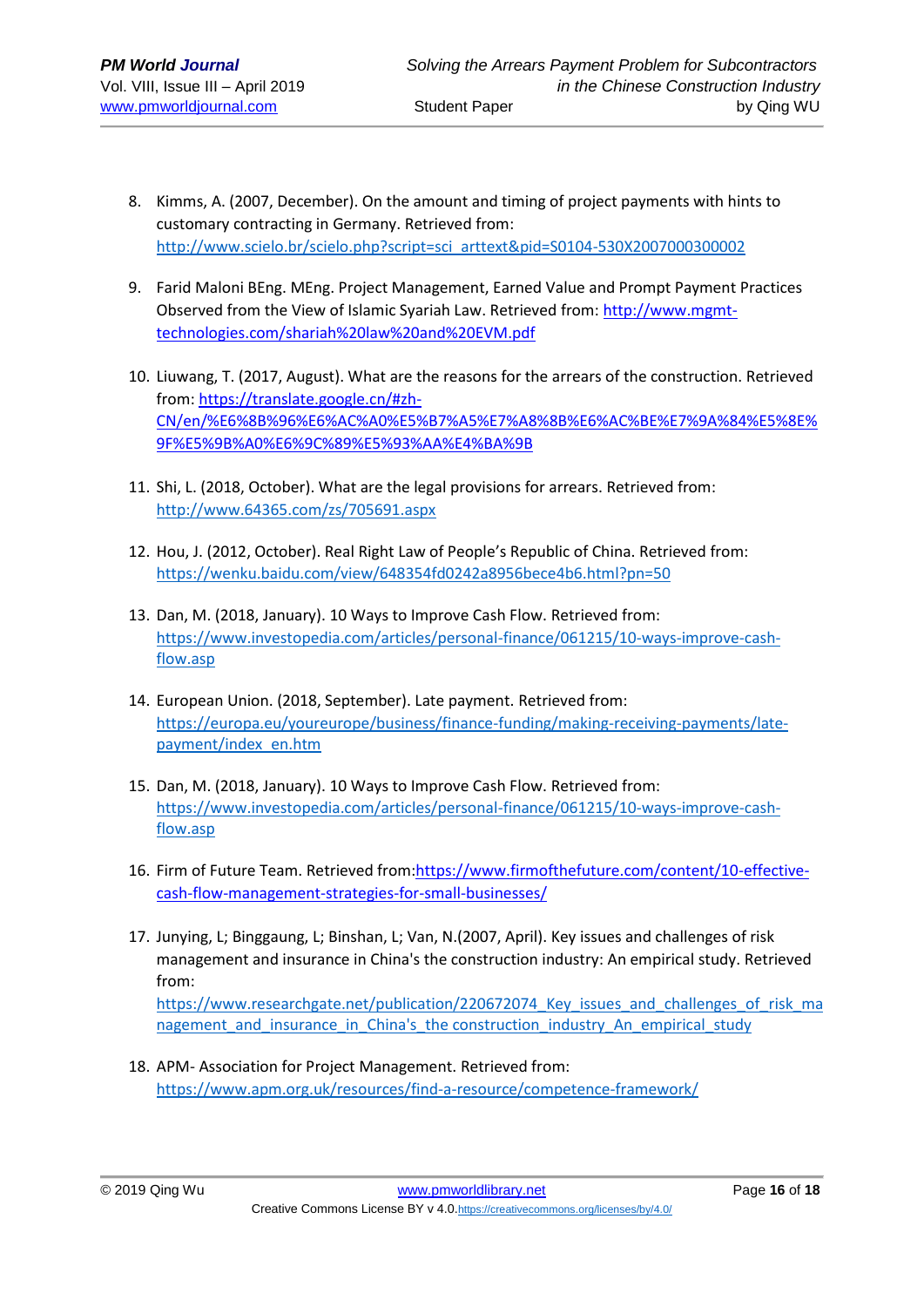8. Kimms, A. (2007, December). On the amount and timing of project payments with hints to customary contracting in Germany. Retrieved from: http://www.scielo.br/scielo.php?script=sci_arttext&pid=S0104-530X2007000300002

9. Farid Maloni BEng. MEng. Project Management, Earned Value and Prompt Payment Practices Observed from the View of Islamic Syariah Law. Retrieved from: http://www.mgmt-technologies.com/shariah%20law%20and%20EVM.pdf

10. Liuwang, T. (2017, August). What are the reasons for the arrears of the construction. Retrieved from: https://translate.google.cn/#zh-CN/en/%E6%8B%96%E6%AC%A0%E5%B7%A5%E7%A8%8B%E6%AC%BE%E7%9A%84%E5%8E%9F%E5%9B%A0%E6%9C%89%E5%93%AA%E4%BA%9B

11. Shi, L. (2018, October). What are the legal provisions for arrears. Retrieved from: http://www.64365.com/zs/705691.aspx

12. Hou, J. (2012, October). Real Right Law of People's Republic of China. Retrieved from: https://wenku.baidu.com/view/648354fd0242a8956bece4b6.html?pn=50

13. Dan, M. (2018, January). 10 Ways to Improve Cash Flow. Retrieved from: https://www.investopedia.com/articles/personal-finance/061215/10-ways-improve-cash-flow.asp

14. European Union. (2018, September). Late payment. Retrieved from: https://europa.eu/youreurope/business/finance-funding/making-receiving-payments/late-payment/index_en.htm

15. Dan, M. (2018, January). 10 Ways to Improve Cash Flow. Retrieved from: https://www.investopedia.com/articles/personal-finance/061215/10-ways-improve-cash-flow.asp

16. Firm of Future Team. Retrieved from:https://www.firmofthefuture.com/content/10-effective-cash-flow-management-strategies-for-small-businesses/

17. Junying, L; Binggaung, L; Binshan, L; Van, N.(2007, April). Key issues and challenges of risk management and insurance in China's the construction industry: An empirical study. Retrieved from: https://www.researchgate.net/publication/220672074_Key_issues_and_challenges_of_risk_management_and_insurance_in_China's_the construction_industry_An_empirical_study

18. APM- Association for Project Management. Retrieved from: https://www.apm.org.uk/resources/find-a-resource/competence-framework/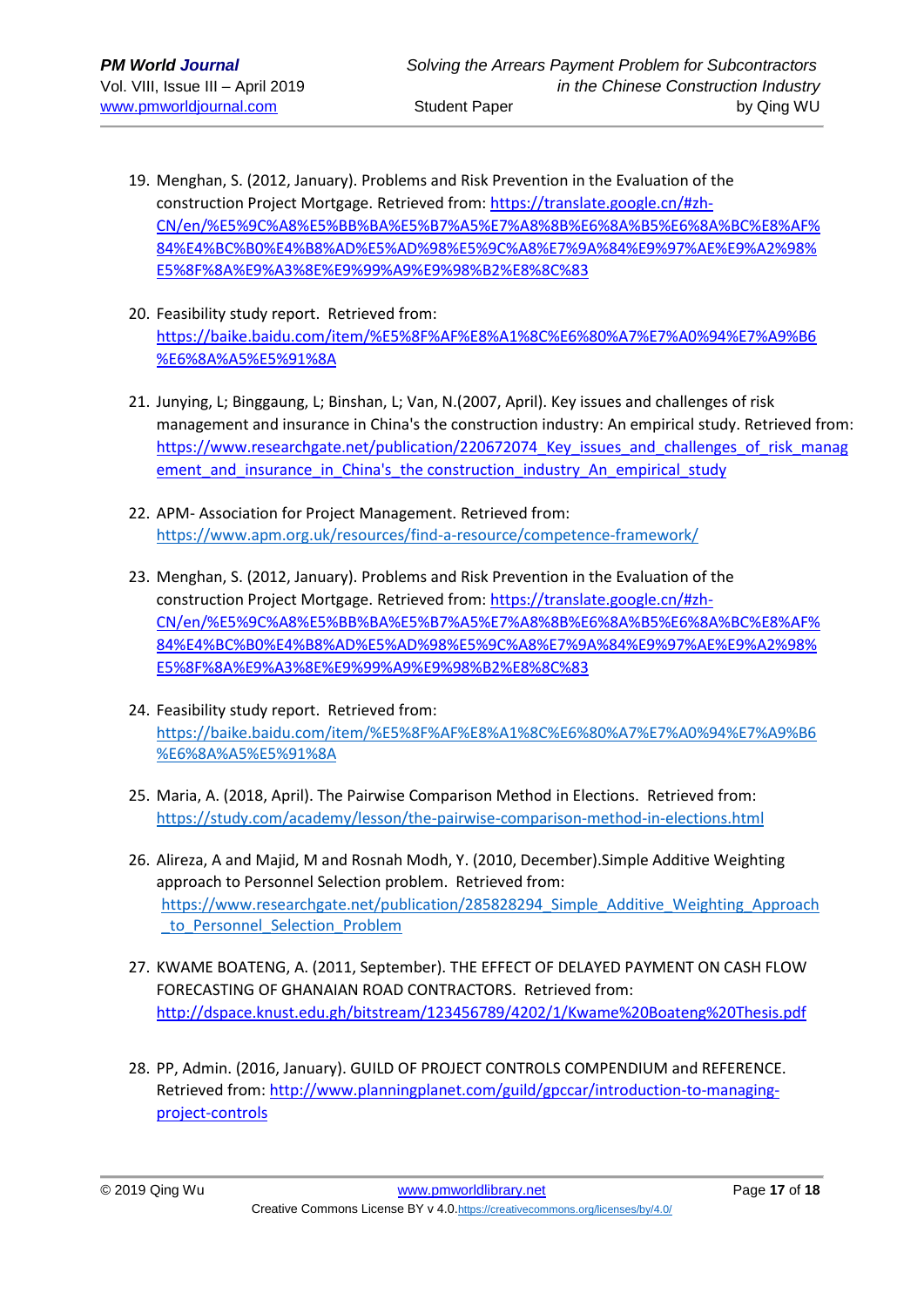19. Menghan, S. (2012, January). Problems and Risk Prevention in the Evaluation of the construction Project Mortgage. Retrieved from: https://translate.google.cn/#zh-CN/en/%E5%9C%A8%E5%BB%BA%E5%B7%A5%E7%A8%8B%E6%8A%B5%E6%8A%BC%E8%AF%84%E4%BC%B0%E4%B8%AD%E5%AD%98%E5%9C%A8%E7%9A%84%E9%97%AE%E9%A2%98%E5%8F%8A%E9%A3%8E%E9%99%A9%E9%98%B2%E8%8C%83

20. Feasibility study report. Retrieved from: https://baike.baidu.com/item/%E5%8F%AF%E8%A1%8C%E6%80%A7%E7%A0%94%E7%A9%B6%E6%8A%A5%E5%91%8A

21. Junying, L; Binggaung, L; Binshan, L; Van, N.(2007, April). Key issues and challenges of risk management and insurance in China's the construction industry: An empirical study. Retrieved from: https://www.researchgate.net/publication/220672074_Key_issues_and_challenges_of_risk_management_and_insurance_in_China's_the_construction_industry_An_empirical_study

22. APM- Association for Project Management. Retrieved from: https://www.apm.org.uk/resources/find-a-resource/competence-framework/

23. Menghan, S. (2012, January). Problems and Risk Prevention in the Evaluation of the construction Project Mortgage. Retrieved from: https://translate.google.cn/#zh-CN/en/%E5%9C%A8%E5%BB%BA%E5%B7%A5%E7%A8%8B%E6%8A%B5%E6%8A%BC%E8%AF%84%E4%BC%B0%E4%B8%AD%E5%AD%98%E5%9C%A8%E7%9A%84%E9%97%AE%E9%A2%98%E5%8F%8A%E9%A3%8E%E9%99%A9%E9%98%B2%E8%8C%83

24. Feasibility study report. Retrieved from: https://baike.baidu.com/item/%E5%8F%AF%E8%A1%8C%E6%80%A7%E7%A0%94%E7%A9%B6%E6%8A%A5%E5%91%8A

25. Maria, A. (2018, April). The Pairwise Comparison Method in Elections. Retrieved from: https://study.com/academy/lesson/the-pairwise-comparison-method-in-elections.html

26. Alireza, A and Majid, M and Rosnah Modh, Y. (2010, December).Simple Additive Weighting approach to Personnel Selection problem. Retrieved from: https://www.researchgate.net/publication/285828294_Simple_Additive_Weighting_Approach_to_Personnel_Selection_Problem

27. KWAME BOATENG, A. (2011, September). THE EFFECT OF DELAYED PAYMENT ON CASH FLOW FORECASTING OF GHANAIAN ROAD CONTRACTORS. Retrieved from: http://dspace.knust.edu.gh/bitstream/123456789/4202/1/Kwame%20Boateng%20Thesis.pdf

28. PP, Admin. (2016, January). GUILD OF PROJECT CONTROLS COMPENDIUM and REFERENCE. Retrieved from: http://www.planningplanet.com/guild/gpccar/introduction-to-managing-project-controls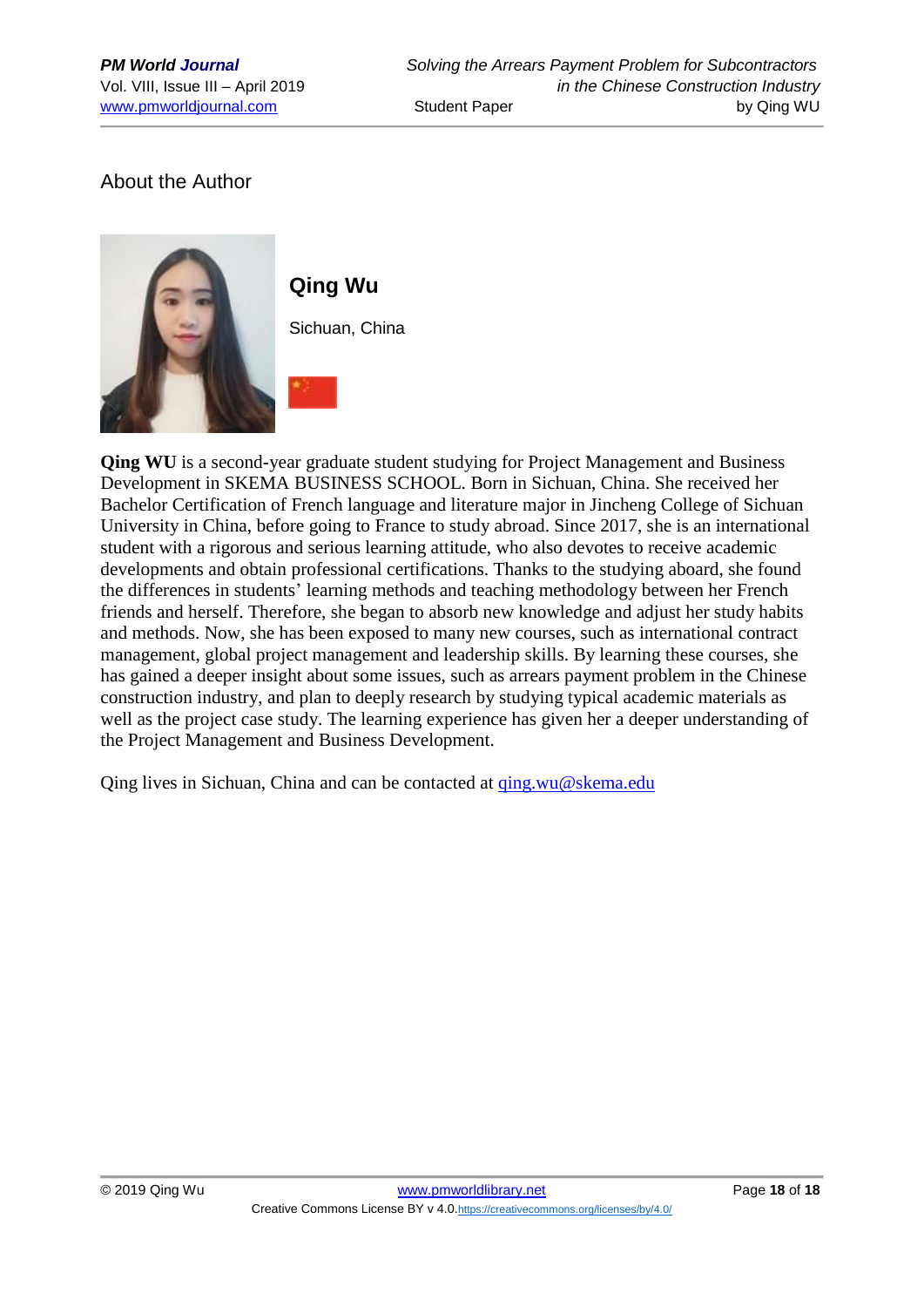## About the Author

### Qing Wu

Sichuan, China

**Qing WU** is a second-year graduate student studying for Project Management and Business Development in SKEMA BUSINESS SCHOOL. Born in Sichuan, China. She received her Bachelor Certification of French language and literature major in Jincheng College of Sichuan University in China, before going to France to study abroad. Since 2017, she is an international student with a rigorous and serious learning attitude, who also devotes to receive academic developments and obtain professional certifications. Thanks to the studying aboard, she found the differences in students' learning methods and teaching methodology between her French friends and herself. Therefore, she began to absorb new knowledge and adjust her study habits and methods. Now, she has been exposed to many new courses, such as international contract management, global project management and leadership skills. By learning these courses, she has gained a deeper insight about some issues, such as arrears payment problem in the Chinese construction industry, and plan to deeply research by studying typical academic materials as well as the project case study. The learning experience has given her a deeper understanding of the Project Management and Business Development.

Qing lives in Sichuan, China and can be contacted at qing.wu@skema.edu